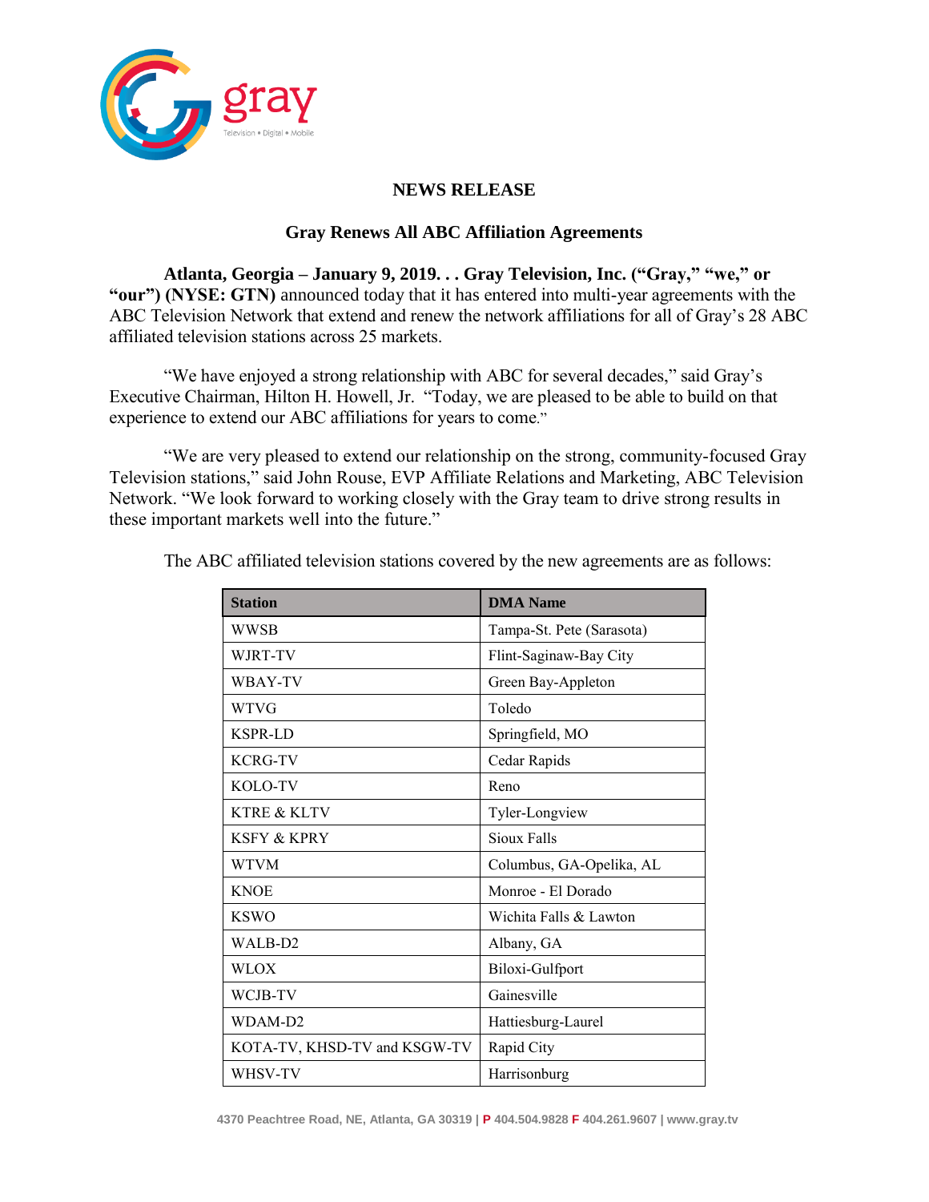gray

Television • Digital • Mobile

# NEWS RELEASE

## Gray Renews All ABC Affiliation Agreements

**Atlanta, Georgia – January 9, 2019. . . Gray Television, Inc. ("Gray," "we," or "our") (NYSE: GTN)** announced today that it has entered into multi-year agreements with the ABC Television Network that extend and renew the network affiliations for all of Gray's 28 ABC affiliated television stations across 25 markets.

"We have enjoyed a strong relationship with ABC for several decades," said Gray's Executive Chairman, Hilton H. Howell, Jr. "Today, we are pleased to be able to build on that experience to extend our ABC affiliations for years to come."

"We are very pleased to extend our relationship on the strong, community-focused Gray Television stations," said John Rouse, EVP Affiliate Relations and Marketing, ABC Television Network. "We look forward to working closely with the Gray team to drive strong results in these important markets well into the future."

The ABC affiliated television stations covered by the new agreements are as follows:

| Station | DMA Name |
|---|---|
| WWSB | Tampa-St. Pete (Sarasota) |
| WJRT-TV | Flint-Saginaw-Bay City |
| WBAY-TV | Green Bay-Appleton |
| WTVG | Toledo |
| KSPR-LD | Springfield, MO |
| KCRG-TV | Cedar Rapids |
| KOLO-TV | Reno |
| KTRE & KLTV | Tyler-Longview |
| KSFY & KPRY | Sioux Falls |
| WTVM | Columbus, GA-Opelika, AL |
| KNOE | Monroe - El Dorado |
| KSWO | Wichita Falls & Lawton |
| WALB-D2 | Albany, GA |
| WLOX | Biloxi-Gulfport |
| WCJB-TV | Gainesville |
| WDAM-D2 | Hattiesburg-Laurel |
| KOTA-TV, KHSD-TV and KSGW-TV | Rapid City |
| WHSV-TV | Harrisonburg |

4370 Peachtree Road, NE, Atlanta, GA 30319 | P 404.504.9828 F 404.261.9607 | www.gray.tv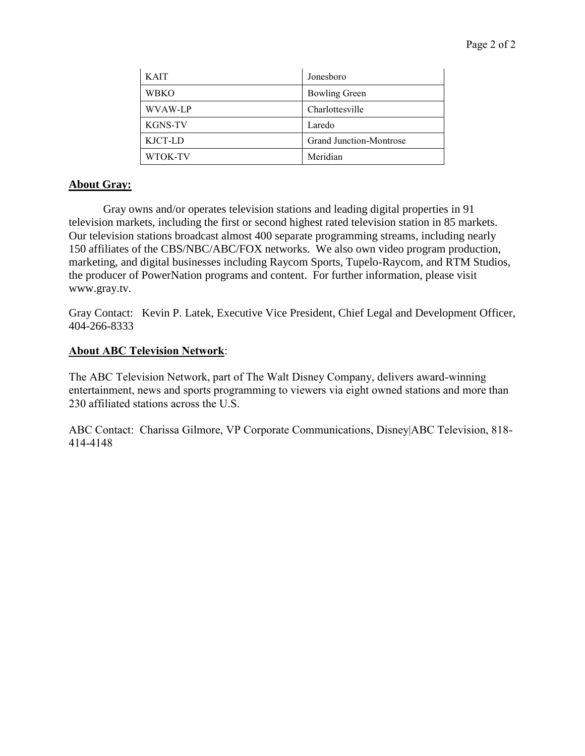| | |
|---|---|
| KAIT | Jonesboro |
| WBKO | Bowling Green |
| WVAW-LP | Charlottesville |
| KGNS-TV | Laredo |
| KJCT-LD | Grand Junction-Montrose |
| WTOK-TV | Meridian |

**About Gray:**

Gray owns and/or operates television stations and leading digital properties in 91 television markets, including the first or second highest rated television station in 85 markets. Our television stations broadcast almost 400 separate programming streams, including nearly 150 affiliates of the CBS/NBC/ABC/FOX networks. We also own video program production, marketing, and digital businesses including Raycom Sports, Tupelo-Raycom, and RTM Studios, the producer of PowerNation programs and content. For further information, please visit www.gray.tv.

Gray Contact: Kevin P. Latek, Executive Vice President, Chief Legal and Development Officer, 404-266-8333

**About ABC Television Network**:

The ABC Television Network, part of The Walt Disney Company, delivers award-winning entertainment, news and sports programming to viewers via eight owned stations and more than 230 affiliated stations across the U.S.

ABC Contact: Charissa Gilmore, VP Corporate Communications, Disney|ABC Television, 818-414-4148